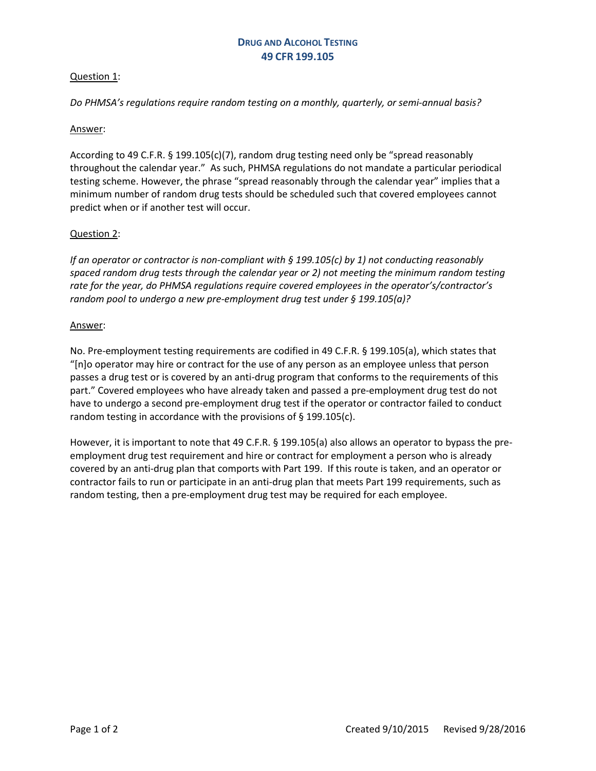# Drug and Alcohol Testing
## 49 CFR 199.105

Question 1:

*Do PHMSA's regulations require random testing on a monthly, quarterly, or semi-annual basis?*

Answer:

According to 49 C.F.R. § 199.105(c)(7), random drug testing need only be "spread reasonably throughout the calendar year." As such, PHMSA regulations do not mandate a particular periodical testing scheme. However, the phrase "spread reasonably through the calendar year" implies that a minimum number of random drug tests should be scheduled such that covered employees cannot predict when or if another test will occur.

Question 2:

*If an operator or contractor is non-compliant with § 199.105(c) by 1) not conducting reasonably spaced random drug tests through the calendar year or 2) not meeting the minimum random testing rate for the year, do PHMSA regulations require covered employees in the operator's/contractor's random pool to undergo a new pre-employment drug test under § 199.105(a)?*

Answer:

No. Pre-employment testing requirements are codified in 49 C.F.R. § 199.105(a), which states that "[n]o operator may hire or contract for the use of any person as an employee unless that person passes a drug test or is covered by an anti-drug program that conforms to the requirements of this part." Covered employees who have already taken and passed a pre-employment drug test do not have to undergo a second pre-employment drug test if the operator or contractor failed to conduct random testing in accordance with the provisions of § 199.105(c).

However, it is important to note that 49 C.F.R. § 199.105(a) also allows an operator to bypass the pre-employment drug test requirement and hire or contract for employment a person who is already covered by an anti-drug plan that comports with Part 199. If this route is taken, and an operator or contractor fails to run or participate in an anti-drug plan that meets Part 199 requirements, such as random testing, then a pre-employment drug test may be required for each employee.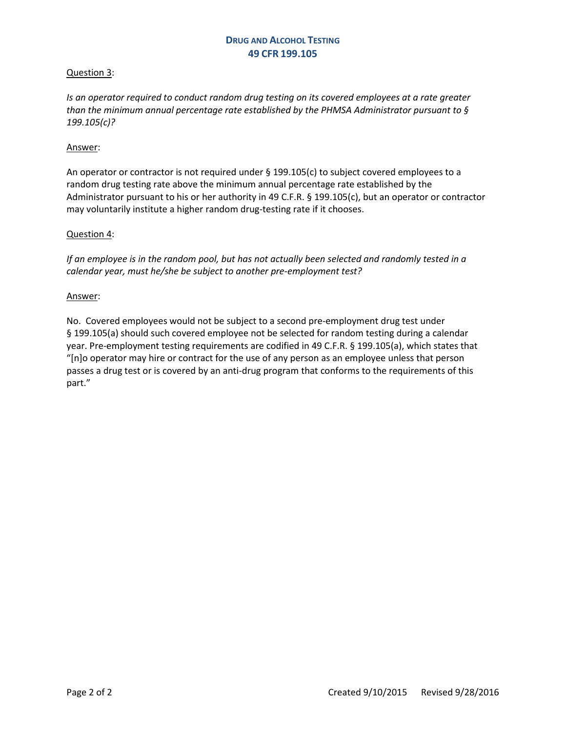**DRUG AND ALCOHOL TESTING**
**49 CFR 199.105**

Question 3:

*Is an operator required to conduct random drug testing on its covered employees at a rate greater than the minimum annual percentage rate established by the PHMSA Administrator pursuant to § 199.105(c)?*

Answer:

An operator or contractor is not required under § 199.105(c) to subject covered employees to a random drug testing rate above the minimum annual percentage rate established by the Administrator pursuant to his or her authority in 49 C.F.R. § 199.105(c), but an operator or contractor may voluntarily institute a higher random drug-testing rate if it chooses.

Question 4:

*If an employee is in the random pool, but has not actually been selected and randomly tested in a calendar year, must he/she be subject to another pre-employment test?*

Answer:

No. Covered employees would not be subject to a second pre-employment drug test under § 199.105(a) should such covered employee not be selected for random testing during a calendar year. Pre-employment testing requirements are codified in 49 C.F.R. § 199.105(a), which states that "[n]o operator may hire or contract for the use of any person as an employee unless that person passes a drug test or is covered by an anti-drug program that conforms to the requirements of this part."

Created 9/10/2015 Revised 9/28/2016